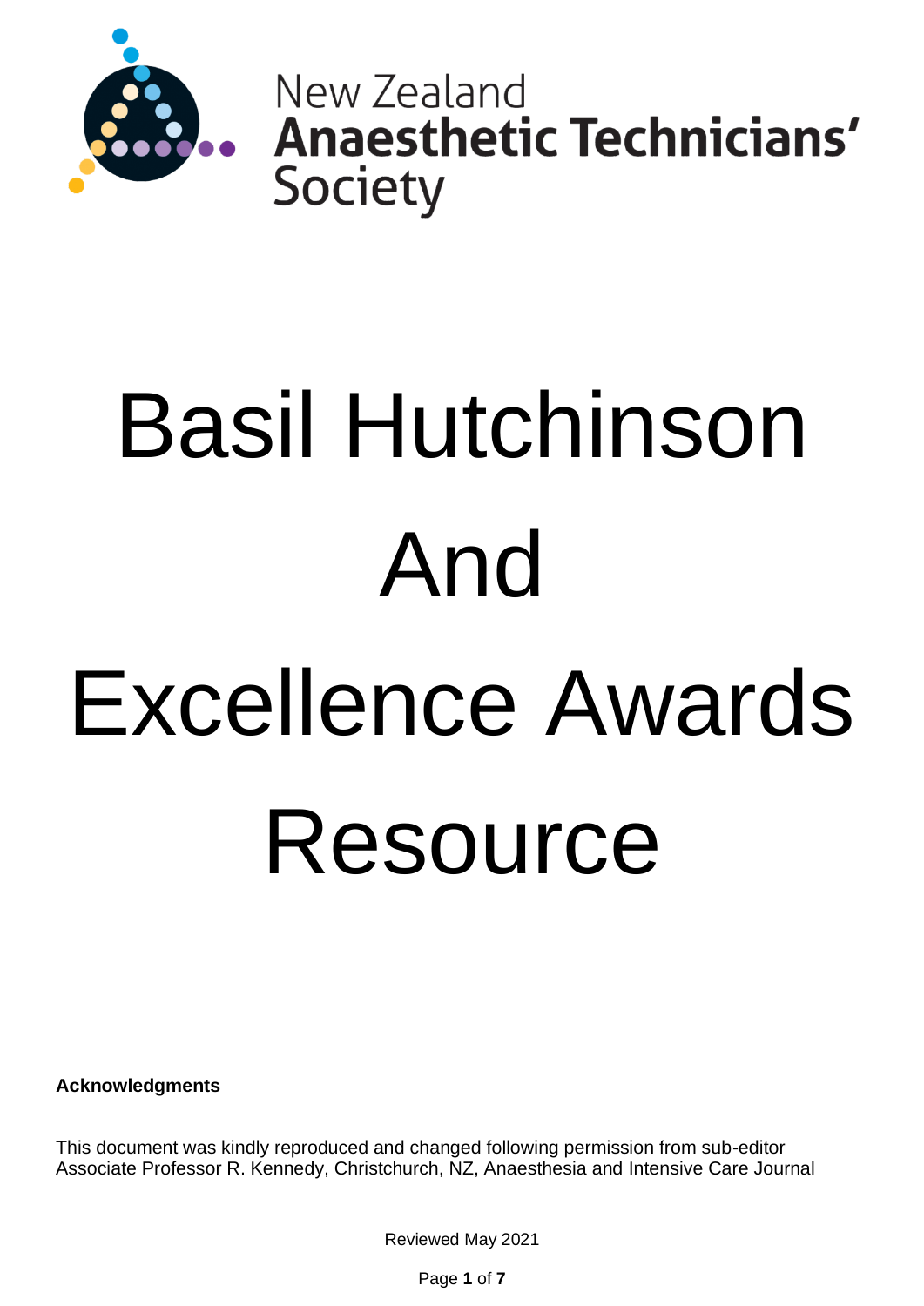New Zealand
**Anaesthetic Technicians'**
Society

# Basil Hutchinson And Excellence Awards Resource

**Acknowledgments**

This document was kindly reproduced and changed following permission from sub-editor Associate Professor R. Kennedy, Christchurch, NZ, Anaesthesia and Intensive Care Journal

Reviewed May 2021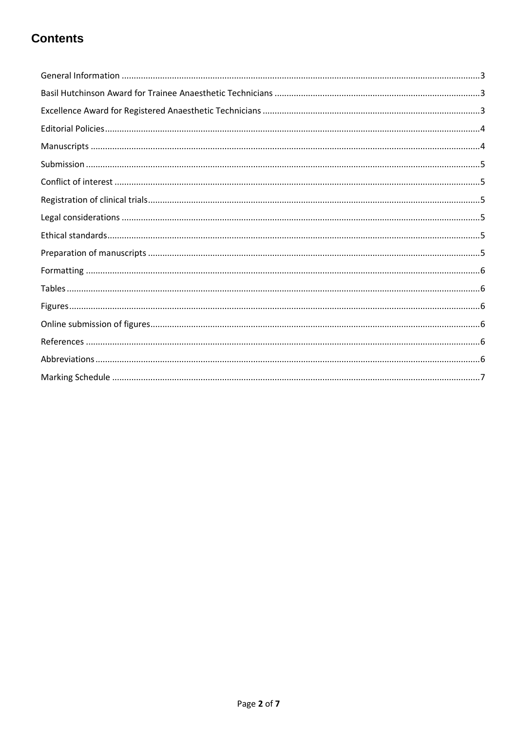# Contents

- General Information 3
- Basil Hutchinson Award for Trainee Anaesthetic Technicians 3
- Excellence Award for Registered Anaesthetic Technicians 3
- Editorial Policies 4
- Manuscripts 4
- Submission 5
- Conflict of interest 5
- Registration of clinical trials 5
- Legal considerations 5
- Ethical standards 5
- Preparation of manuscripts 5
- Formatting 6
- Tables 6
- Figures 6
- Online submission of figures 6
- References 6
- Abbreviations 6
- Marking Schedule 7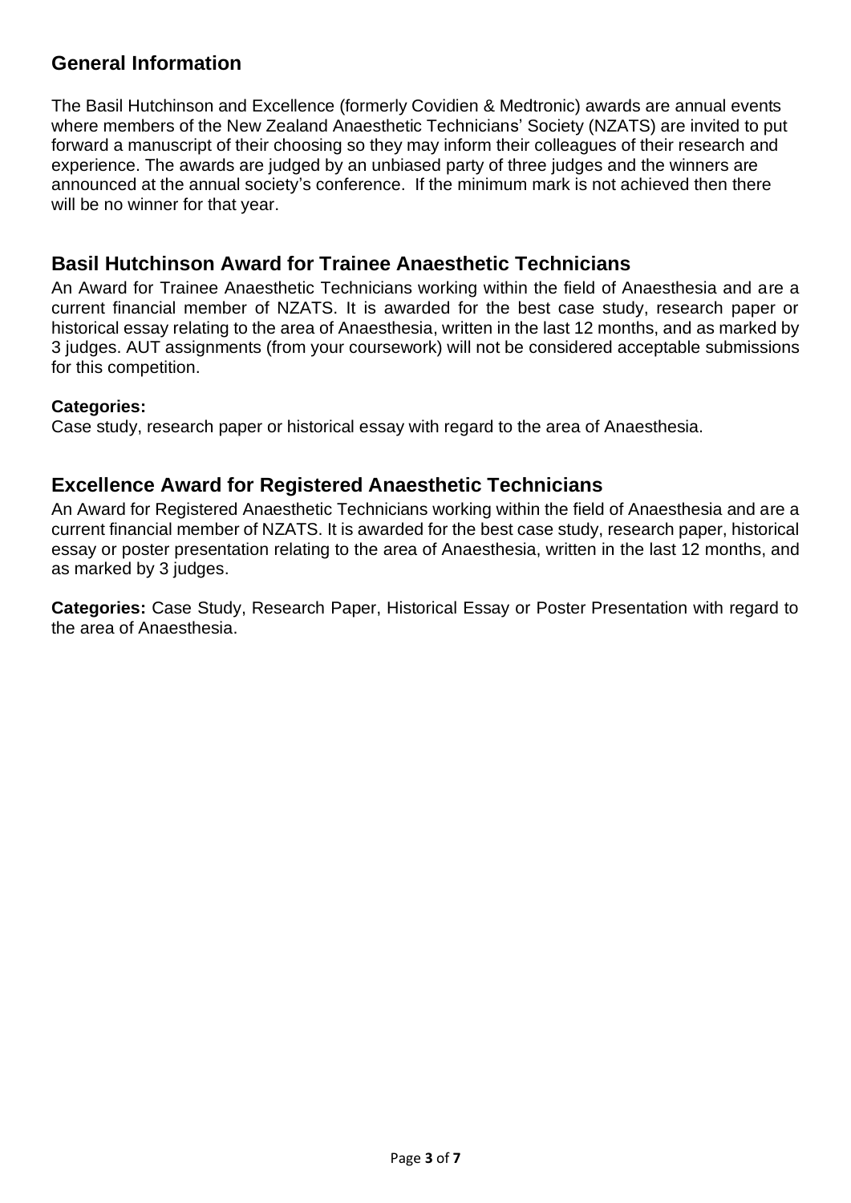## General Information

The Basil Hutchinson and Excellence (formerly Covidien & Medtronic) awards are annual events where members of the New Zealand Anaesthetic Technicians' Society (NZATS) are invited to put forward a manuscript of their choosing so they may inform their colleagues of their research and experience. The awards are judged by an unbiased party of three judges and the winners are announced at the annual society's conference. If the minimum mark is not achieved then there will be no winner for that year.

## Basil Hutchinson Award for Trainee Anaesthetic Technicians

An Award for Trainee Anaesthetic Technicians working within the field of Anaesthesia and are a current financial member of NZATS. It is awarded for the best case study, research paper or historical essay relating to the area of Anaesthesia, written in the last 12 months, and as marked by 3 judges. AUT assignments (from your coursework) will not be considered acceptable submissions for this competition.

**Categories:**

Case study, research paper or historical essay with regard to the area of Anaesthesia.

## Excellence Award for Registered Anaesthetic Technicians

An Award for Registered Anaesthetic Technicians working within the field of Anaesthesia and are a current financial member of NZATS. It is awarded for the best case study, research paper, historical essay or poster presentation relating to the area of Anaesthesia, written in the last 12 months, and as marked by 3 judges.

**Categories:** Case Study, Research Paper, Historical Essay or Poster Presentation with regard to the area of Anaesthesia.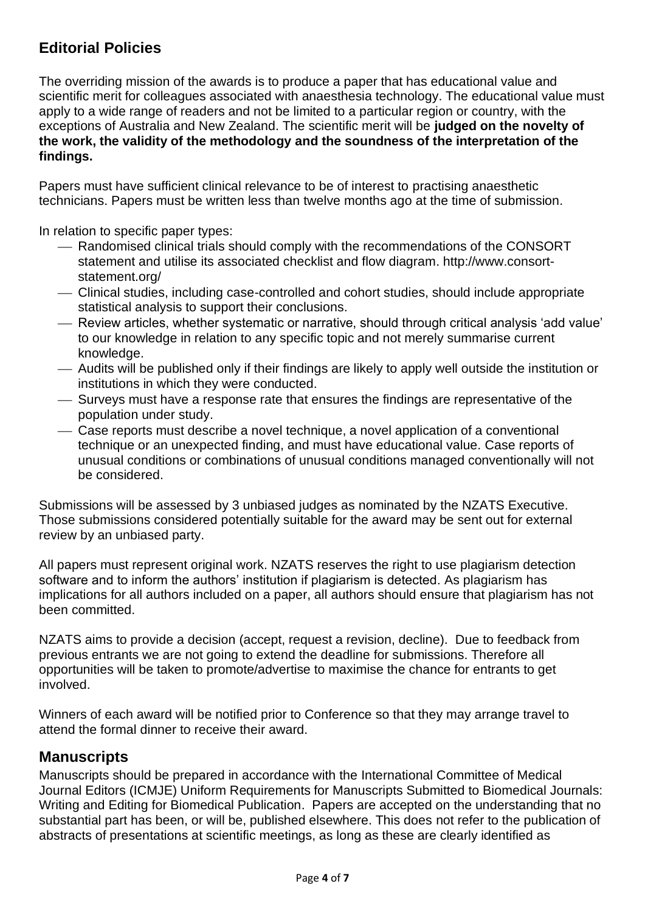## Editorial Policies

The overriding mission of the awards is to produce a paper that has educational value and scientific merit for colleagues associated with anaesthesia technology. The educational value must apply to a wide range of readers and not be limited to a particular region or country, with the exceptions of Australia and New Zealand. The scientific merit will be **judged on the novelty of the work, the validity of the methodology and the soundness of the interpretation of the findings.**

Papers must have sufficient clinical relevance to be of interest to practising anaesthetic technicians. Papers must be written less than twelve months ago at the time of submission.

In relation to specific paper types:

- Randomised clinical trials should comply with the recommendations of the CONSORT statement and utilise its associated checklist and flow diagram. http://www.consort-statement.org/
- Clinical studies, including case-controlled and cohort studies, should include appropriate statistical analysis to support their conclusions.
- Review articles, whether systematic or narrative, should through critical analysis 'add value' to our knowledge in relation to any specific topic and not merely summarise current knowledge.
- Audits will be published only if their findings are likely to apply well outside the institution or institutions in which they were conducted.
- Surveys must have a response rate that ensures the findings are representative of the population under study.
- Case reports must describe a novel technique, a novel application of a conventional technique or an unexpected finding, and must have educational value. Case reports of unusual conditions or combinations of unusual conditions managed conventionally will not be considered.

Submissions will be assessed by 3 unbiased judges as nominated by the NZATS Executive. Those submissions considered potentially suitable for the award may be sent out for external review by an unbiased party.

All papers must represent original work. NZATS reserves the right to use plagiarism detection software and to inform the authors' institution if plagiarism is detected. As plagiarism has implications for all authors included on a paper, all authors should ensure that plagiarism has not been committed.

NZATS aims to provide a decision (accept, request a revision, decline). Due to feedback from previous entrants we are not going to extend the deadline for submissions. Therefore all opportunities will be taken to promote/advertise to maximise the chance for entrants to get involved.

Winners of each award will be notified prior to Conference so that they may arrange travel to attend the formal dinner to receive their award.

## Manuscripts

Manuscripts should be prepared in accordance with the International Committee of Medical Journal Editors (ICMJE) Uniform Requirements for Manuscripts Submitted to Biomedical Journals: Writing and Editing for Biomedical Publication. Papers are accepted on the understanding that no substantial part has been, or will be, published elsewhere. This does not refer to the publication of abstracts of presentations at scientific meetings, as long as these are clearly identified as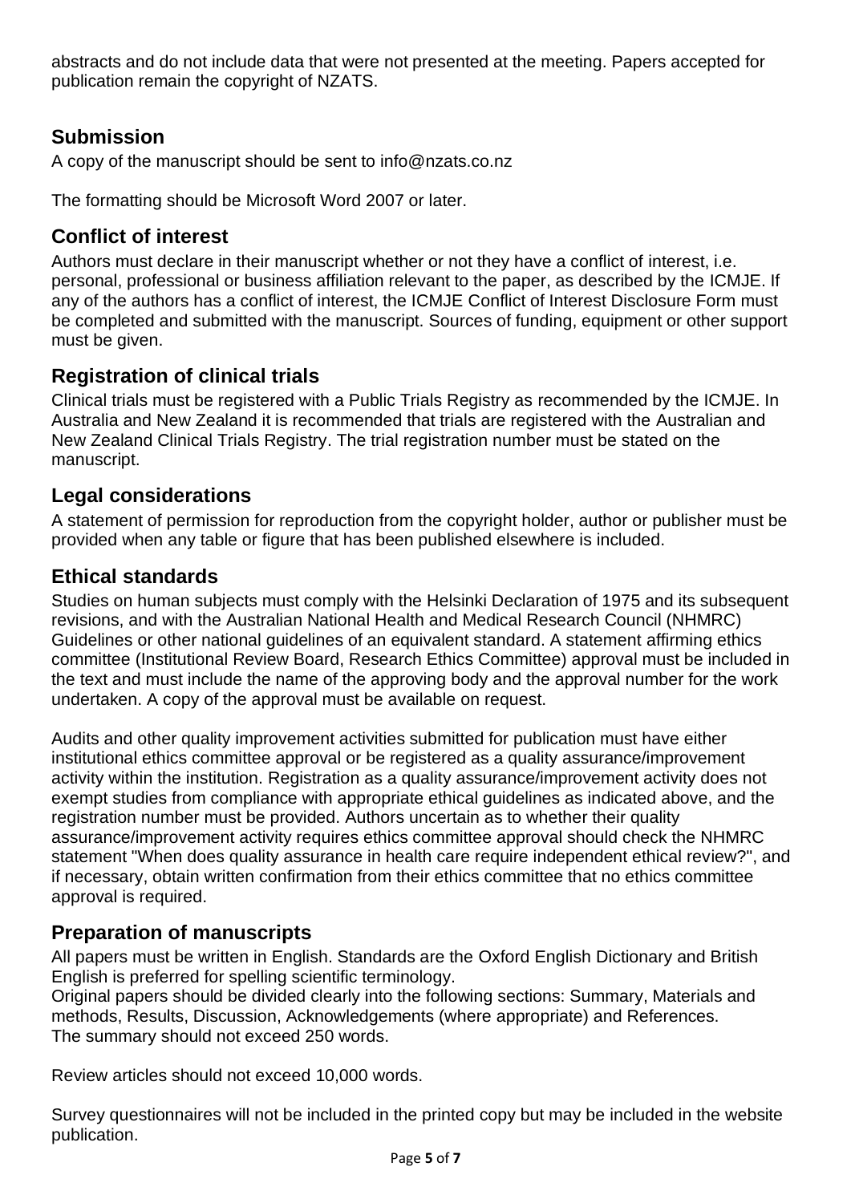abstracts and do not include data that were not presented at the meeting. Papers accepted for publication remain the copyright of NZATS.

## Submission

A copy of the manuscript should be sent to info@nzats.co.nz

The formatting should be Microsoft Word 2007 or later.

## Conflict of interest

Authors must declare in their manuscript whether or not they have a conflict of interest, i.e. personal, professional or business affiliation relevant to the paper, as described by the ICMJE. If any of the authors has a conflict of interest, the ICMJE Conflict of Interest Disclosure Form must be completed and submitted with the manuscript. Sources of funding, equipment or other support must be given.

## Registration of clinical trials

Clinical trials must be registered with a Public Trials Registry as recommended by the ICMJE. In Australia and New Zealand it is recommended that trials are registered with the Australian and New Zealand Clinical Trials Registry. The trial registration number must be stated on the manuscript.

## Legal considerations

A statement of permission for reproduction from the copyright holder, author or publisher must be provided when any table or figure that has been published elsewhere is included.

## Ethical standards

Studies on human subjects must comply with the Helsinki Declaration of 1975 and its subsequent revisions, and with the Australian National Health and Medical Research Council (NHMRC) Guidelines or other national guidelines of an equivalent standard. A statement affirming ethics committee (Institutional Review Board, Research Ethics Committee) approval must be included in the text and must include the name of the approving body and the approval number for the work undertaken. A copy of the approval must be available on request.

Audits and other quality improvement activities submitted for publication must have either institutional ethics committee approval or be registered as a quality assurance/improvement activity within the institution. Registration as a quality assurance/improvement activity does not exempt studies from compliance with appropriate ethical guidelines as indicated above, and the registration number must be provided. Authors uncertain as to whether their quality assurance/improvement activity requires ethics committee approval should check the NHMRC statement "When does quality assurance in health care require independent ethical review?", and if necessary, obtain written confirmation from their ethics committee that no ethics committee approval is required.

## Preparation of manuscripts

All papers must be written in English. Standards are the Oxford English Dictionary and British English is preferred for spelling scientific terminology.
Original papers should be divided clearly into the following sections: Summary, Materials and methods, Results, Discussion, Acknowledgements (where appropriate) and References.
The summary should not exceed 250 words.

Review articles should not exceed 10,000 words.

Survey questionnaires will not be included in the printed copy but may be included in the website publication.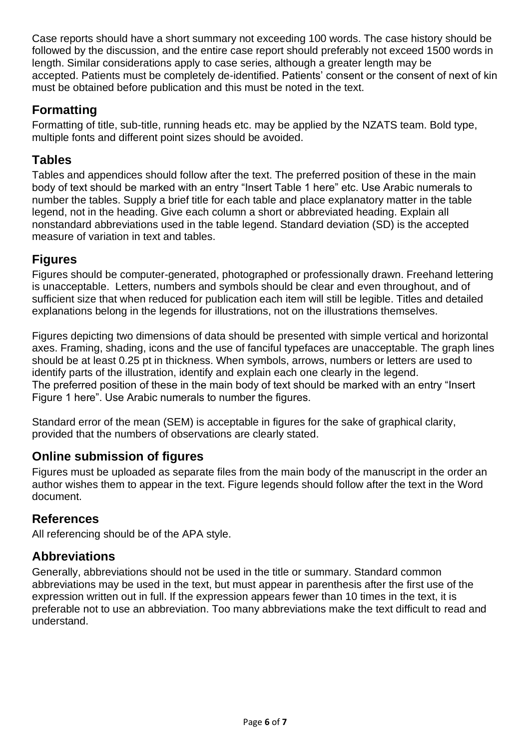Case reports should have a short summary not exceeding 100 words. The case history should be followed by the discussion, and the entire case report should preferably not exceed 1500 words in length. Similar considerations apply to case series, although a greater length may be accepted. Patients must be completely de-identified. Patients' consent or the consent of next of kin must be obtained before publication and this must be noted in the text.

## Formatting

Formatting of title, sub-title, running heads etc. may be applied by the NZATS team. Bold type, multiple fonts and different point sizes should be avoided.

## Tables

Tables and appendices should follow after the text. The preferred position of these in the main body of text should be marked with an entry "Insert Table 1 here" etc. Use Arabic numerals to number the tables. Supply a brief title for each table and place explanatory matter in the table legend, not in the heading. Give each column a short or abbreviated heading. Explain all nonstandard abbreviations used in the table legend. Standard deviation (SD) is the accepted measure of variation in text and tables.

## Figures

Figures should be computer-generated, photographed or professionally drawn. Freehand lettering is unacceptable. Letters, numbers and symbols should be clear and even throughout, and of sufficient size that when reduced for publication each item will still be legible. Titles and detailed explanations belong in the legends for illustrations, not on the illustrations themselves.

Figures depicting two dimensions of data should be presented with simple vertical and horizontal axes. Framing, shading, icons and the use of fanciful typefaces are unacceptable. The graph lines should be at least 0.25 pt in thickness. When symbols, arrows, numbers or letters are used to identify parts of the illustration, identify and explain each one clearly in the legend. The preferred position of these in the main body of text should be marked with an entry "Insert Figure 1 here". Use Arabic numerals to number the figures.

Standard error of the mean (SEM) is acceptable in figures for the sake of graphical clarity, provided that the numbers of observations are clearly stated.

## Online submission of figures

Figures must be uploaded as separate files from the main body of the manuscript in the order an author wishes them to appear in the text. Figure legends should follow after the text in the Word document.

## References

All referencing should be of the APA style.

## Abbreviations

Generally, abbreviations should not be used in the title or summary. Standard common abbreviations may be used in the text, but must appear in parenthesis after the first use of the expression written out in full. If the expression appears fewer than 10 times in the text, it is preferable not to use an abbreviation. Too many abbreviations make the text difficult to read and understand.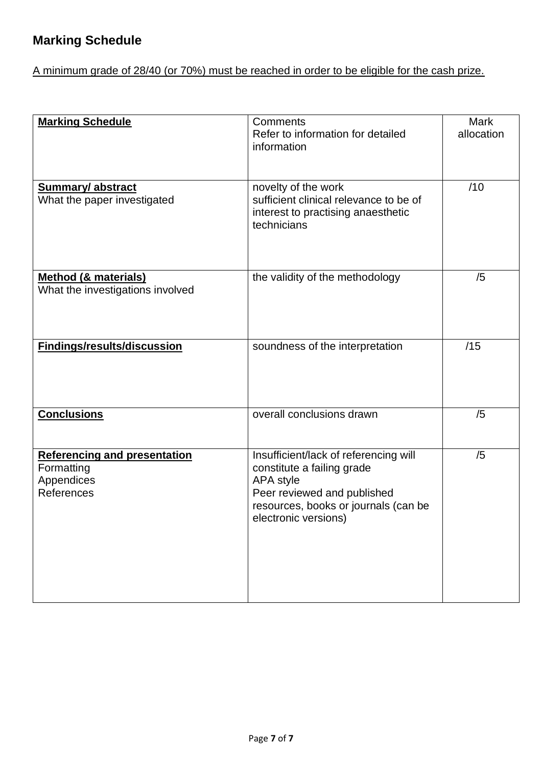## Marking Schedule

A minimum grade of 28/40 (or 70%) must be reached in order to be eligible for the cash prize.

| **Marking Schedule** | Comments<br>Refer to information for detailed information | Mark allocation |
|---|---|---|
| **Summary/ abstract**<br>What the paper investigated | novelty of the work<br>sufficient clinical relevance to be of interest to practising anaesthetic technicians | /10 |
| **Method (& materials)**<br>What the investigations involved | the validity of the methodology | /5 |
| **Findings/results/discussion** | soundness of the interpretation | /15 |
| **Conclusions** | overall conclusions drawn | /5 |
| **Referencing and presentation**<br>Formatting<br>Appendices<br>References | Insufficient/lack of referencing will constitute a failing grade<br>APA style<br>Peer reviewed and published resources, books or journals (can be electronic versions) | /5 |